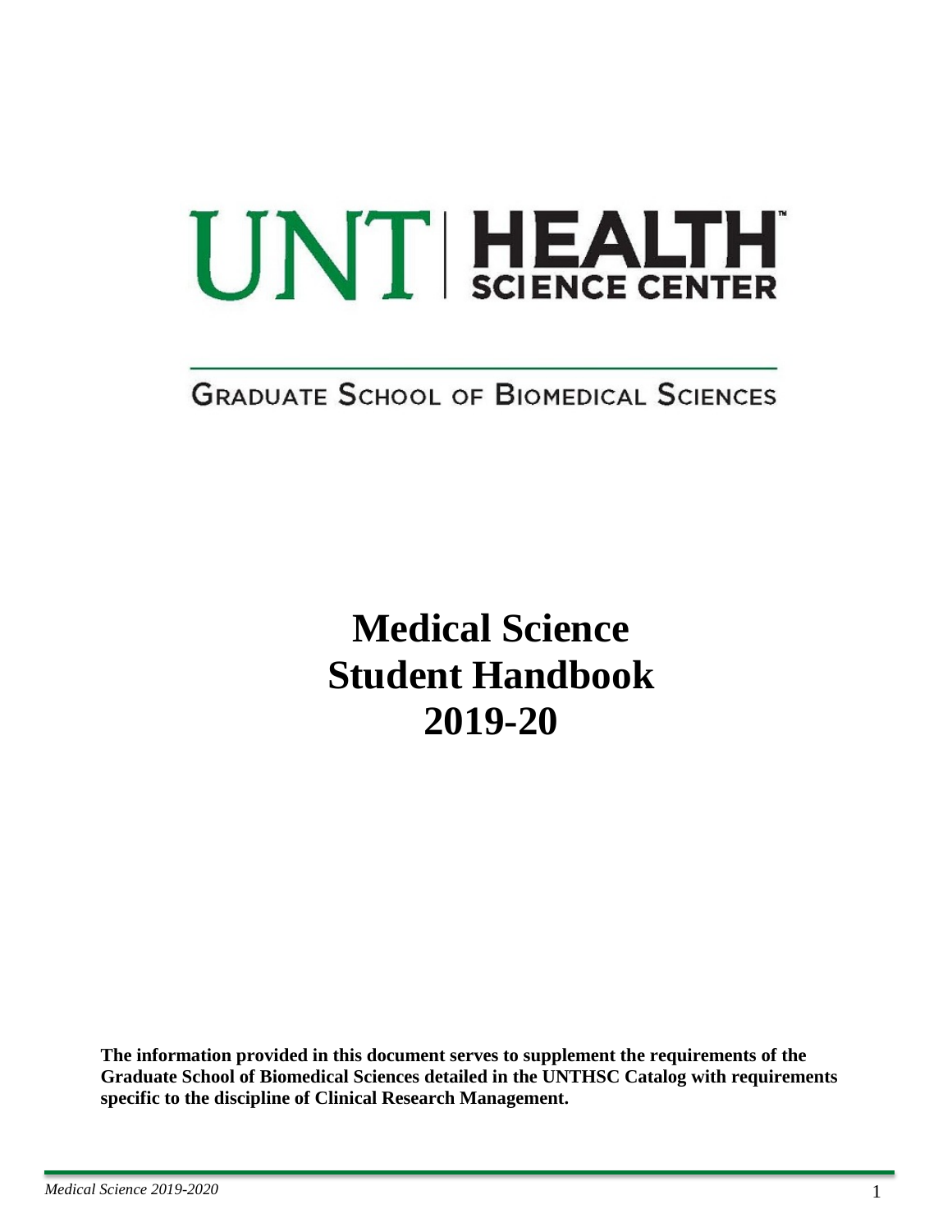UNT | HEALTH SCIENCE CENTER

GRADUATE SCHOOL OF BIOMEDICAL SCIENCES

# Medical Science Student Handbook 2019-20

**The information provided in this document serves to supplement the requirements of the Graduate School of Biomedical Sciences detailed in the UNTHSC Catalog with requirements specific to the discipline of Clinical Research Management.**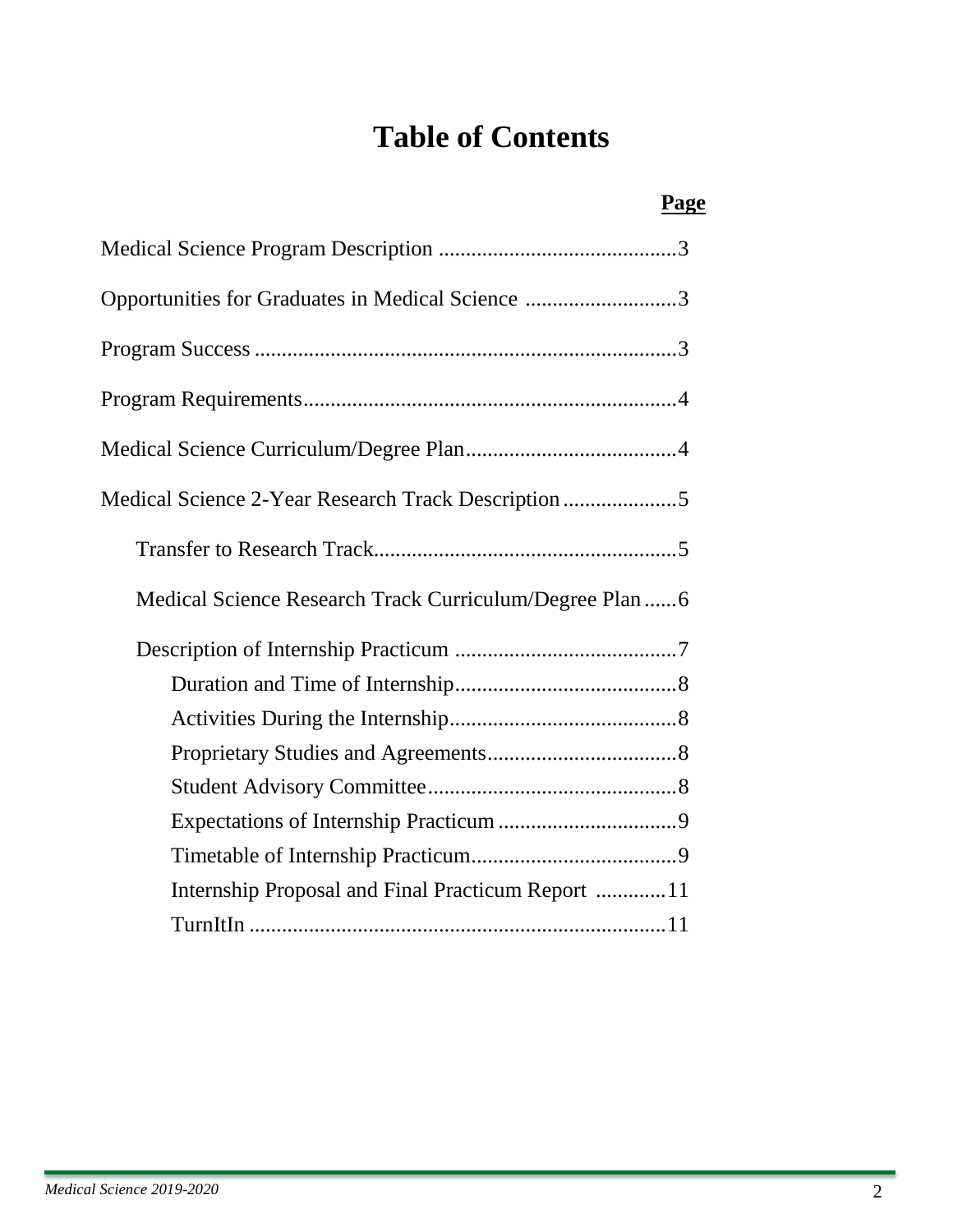# Table of Contents

**Page**

Medical Science Program Description ............................................3

Opportunities for Graduates in Medical Science ............................3

Program Success .............................................................................3

Program Requirements.....................................................................4

Medical Science Curriculum/Degree Plan.......................................4

Medical Science 2-Year Research Track Description.....................5

- Transfer to Research Track........................................................5
- Medical Science Research Track Curriculum/Degree Plan......6
- Description of Internship Practicum .........................................7
  - Duration and Time of Internship.........................................8
  - Activities During the Internship..........................................8
  - Proprietary Studies and Agreements...................................8
  - Student Advisory Committee..............................................8
  - Expectations of Internship Practicum .................................9
  - Timetable of Internship Practicum......................................9
  - Internship Proposal and Final Practicum Report .............11
  - TurnItIn .............................................................................11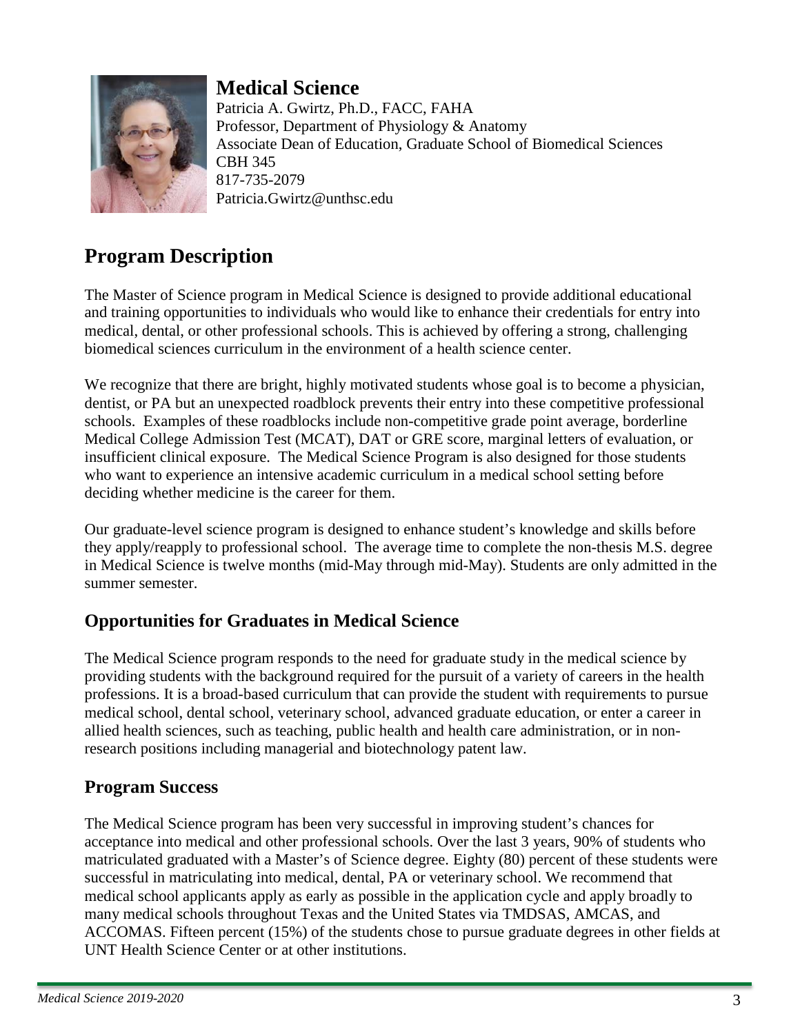# Medical Science

Patricia A. Gwirtz, Ph.D., FACC, FAHA
Professor, Department of Physiology & Anatomy
Associate Dean of Education, Graduate School of Biomedical Sciences
CBH 345
817-735-2079
Patricia.Gwirtz@unthsc.edu

## Program Description

The Master of Science program in Medical Science is designed to provide additional educational and training opportunities to individuals who would like to enhance their credentials for entry into medical, dental, or other professional schools. This is achieved by offering a strong, challenging biomedical sciences curriculum in the environment of a health science center.

We recognize that there are bright, highly motivated students whose goal is to become a physician, dentist, or PA but an unexpected roadblock prevents their entry into these competitive professional schools. Examples of these roadblocks include non-competitive grade point average, borderline Medical College Admission Test (MCAT), DAT or GRE score, marginal letters of evaluation, or insufficient clinical exposure. The Medical Science Program is also designed for those students who want to experience an intensive academic curriculum in a medical school setting before deciding whether medicine is the career for them.

Our graduate-level science program is designed to enhance student's knowledge and skills before they apply/reapply to professional school. The average time to complete the non-thesis M.S. degree in Medical Science is twelve months (mid-May through mid-May). Students are only admitted in the summer semester.

### Opportunities for Graduates in Medical Science

The Medical Science program responds to the need for graduate study in the medical science by providing students with the background required for the pursuit of a variety of careers in the health professions. It is a broad-based curriculum that can provide the student with requirements to pursue medical school, dental school, veterinary school, advanced graduate education, or enter a career in allied health sciences, such as teaching, public health and health care administration, or in non-research positions including managerial and biotechnology patent law.

### Program Success

The Medical Science program has been very successful in improving student's chances for acceptance into medical and other professional schools. Over the last 3 years, 90% of students who matriculated graduated with a Master's of Science degree. Eighty (80) percent of these students were successful in matriculating into medical, dental, PA or veterinary school. We recommend that medical school applicants apply as early as possible in the application cycle and apply broadly to many medical schools throughout Texas and the United States via TMDSAS, AMCAS, and ACCOMAS. Fifteen percent (15%) of the students chose to pursue graduate degrees in other fields at UNT Health Science Center or at other institutions.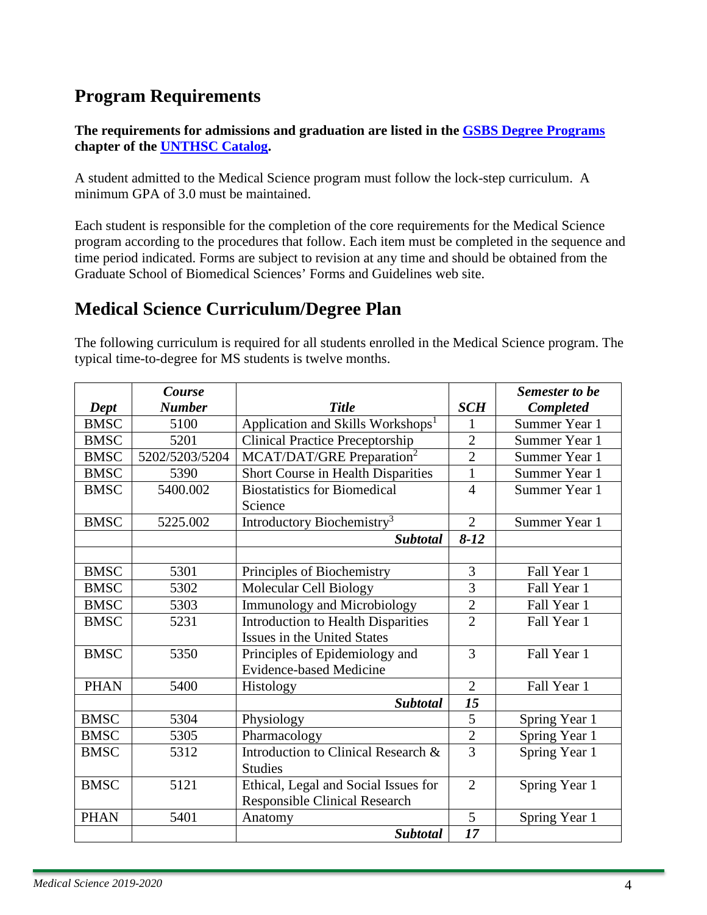## Program Requirements

**The requirements for admissions and graduation are listed in the GSBS Degree Programs chapter of the UNTHSC Catalog.**

A student admitted to the Medical Science program must follow the lock-step curriculum. A minimum GPA of 3.0 must be maintained.

Each student is responsible for the completion of the core requirements for the Medical Science program according to the procedures that follow. Each item must be completed in the sequence and time period indicated. Forms are subject to revision at any time and should be obtained from the Graduate School of Biomedical Sciences' Forms and Guidelines web site.

## Medical Science Curriculum/Degree Plan

The following curriculum is required for all students enrolled in the Medical Science program. The typical time-to-degree for MS students is twelve months.

| *Dept* | *Course Number* | *Title* | *SCH* | *Semester to be Completed* |
|---|---|---|---|---|
| BMSC | 5100 | Application and Skills Workshops[1] | 1 | Summer Year 1 |
| BMSC | 5201 | Clinical Practice Preceptorship | 2 | Summer Year 1 |
| BMSC | 5202/5203/5204 | MCAT/DAT/GRE Preparation[2] | 2 | Summer Year 1 |
| BMSC | 5390 | Short Course in Health Disparities | 1 | Summer Year 1 |
| BMSC | 5400.002 | Biostatistics for Biomedical Science | 4 | Summer Year 1 |
| BMSC | 5225.002 | Introductory Biochemistry[3] | 2 | Summer Year 1 |
| | | ***Subtotal*** | ***8-12*** | |
| | | | | |
| BMSC | 5301 | Principles of Biochemistry | 3 | Fall Year 1 |
| BMSC | 5302 | Molecular Cell Biology | 3 | Fall Year 1 |
| BMSC | 5303 | Immunology and Microbiology | 2 | Fall Year 1 |
| BMSC | 5231 | Introduction to Health Disparities Issues in the United States | 2 | Fall Year 1 |
| BMSC | 5350 | Principles of Epidemiology and Evidence-based Medicine | 3 | Fall Year 1 |
| PHAN | 5400 | Histology | 2 | Fall Year 1 |
| | | ***Subtotal*** | ***15*** | |
| BMSC | 5304 | Physiology | 5 | Spring Year 1 |
| BMSC | 5305 | Pharmacology | 2 | Spring Year 1 |
| BMSC | 5312 | Introduction to Clinical Research & Studies | 3 | Spring Year 1 |
| BMSC | 5121 | Ethical, Legal and Social Issues for Responsible Clinical Research | 2 | Spring Year 1 |
| PHAN | 5401 | Anatomy | 5 | Spring Year 1 |
| | | ***Subtotal*** | ***17*** | |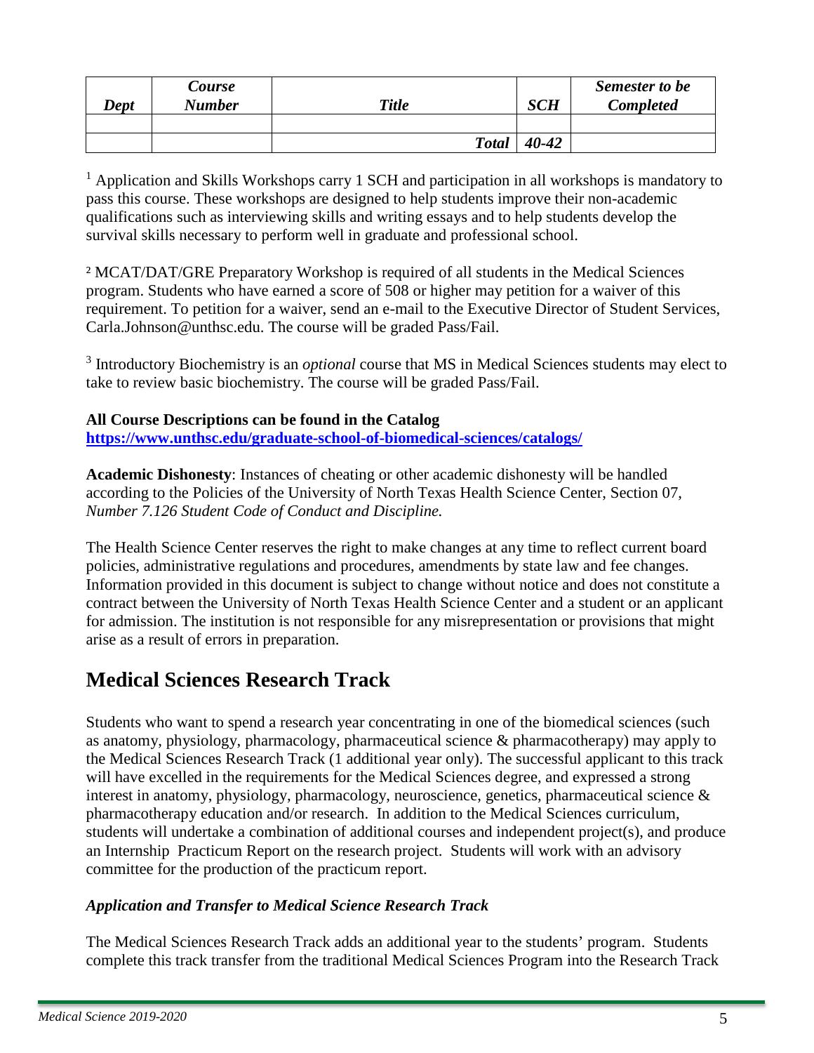| *Dept* | *Course Number* | *Title* | *SCH* | *Semester to be Completed* |
|---|---|---|---|---|
| | | | | |
| | | ***Total*** | ***40-42*** | |

[1] Application and Skills Workshops carry 1 SCH and participation in all workshops is mandatory to pass this course. These workshops are designed to help students improve their non-academic qualifications such as interviewing skills and writing essays and to help students develop the survival skills necessary to perform well in graduate and professional school.

[2] MCAT/DAT/GRE Preparatory Workshop is required of all students in the Medical Sciences program. Students who have earned a score of 508 or higher may petition for a waiver of this requirement. To petition for a waiver, send an e-mail to the Executive Director of Student Services, Carla.Johnson@unthsc.edu. The course will be graded Pass/Fail.

[3] Introductory Biochemistry is an *optional* course that MS in Medical Sciences students may elect to take to review basic biochemistry. The course will be graded Pass/Fail.

**All Course Descriptions can be found in the Catalog**
**https://www.unthsc.edu/graduate-school-of-biomedical-sciences/catalogs/**

**Academic Dishonesty**: Instances of cheating or other academic dishonesty will be handled according to the Policies of the University of North Texas Health Science Center, Section 07, *Number 7.126 Student Code of Conduct and Discipline.*

The Health Science Center reserves the right to make changes at any time to reflect current board policies, administrative regulations and procedures, amendments by state law and fee changes. Information provided in this document is subject to change without notice and does not constitute a contract between the University of North Texas Health Science Center and a student or an applicant for admission. The institution is not responsible for any misrepresentation or provisions that might arise as a result of errors in preparation.

# Medical Sciences Research Track

Students who want to spend a research year concentrating in one of the biomedical sciences (such as anatomy, physiology, pharmacology, pharmaceutical science & pharmacotherapy) may apply to the Medical Sciences Research Track (1 additional year only). The successful applicant to this track will have excelled in the requirements for the Medical Sciences degree, and expressed a strong interest in anatomy, physiology, pharmacology, neuroscience, genetics, pharmaceutical science & pharmacotherapy education and/or research. In addition to the Medical Sciences curriculum, students will undertake a combination of additional courses and independent project(s), and produce an Internship Practicum Report on the research project. Students will work with an advisory committee for the production of the practicum report.

### *Application and Transfer to Medical Science Research Track*

The Medical Sciences Research Track adds an additional year to the students' program. Students complete this track transfer from the traditional Medical Sciences Program into the Research Track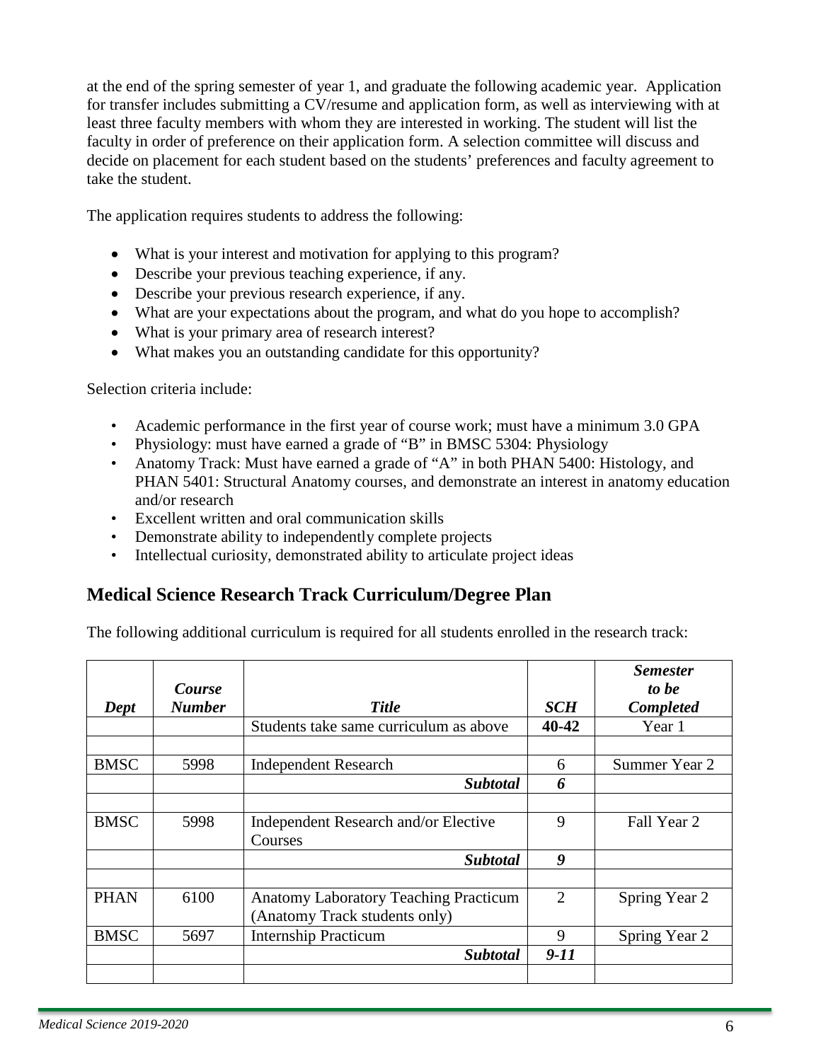at the end of the spring semester of year 1, and graduate the following academic year. Application for transfer includes submitting a CV/resume and application form, as well as interviewing with at least three faculty members with whom they are interested in working. The student will list the faculty in order of preference on their application form. A selection committee will discuss and decide on placement for each student based on the students' preferences and faculty agreement to take the student.

The application requires students to address the following:

- What is your interest and motivation for applying to this program?
- Describe your previous teaching experience, if any.
- Describe your previous research experience, if any.
- What are your expectations about the program, and what do you hope to accomplish?
- What is your primary area of research interest?
- What makes you an outstanding candidate for this opportunity?

Selection criteria include:

- Academic performance in the first year of course work; must have a minimum 3.0 GPA
- Physiology: must have earned a grade of "B" in BMSC 5304: Physiology
- Anatomy Track: Must have earned a grade of "A" in both PHAN 5400: Histology, and PHAN 5401: Structural Anatomy courses, and demonstrate an interest in anatomy education and/or research
- Excellent written and oral communication skills
- Demonstrate ability to independently complete projects
- Intellectual curiosity, demonstrated ability to articulate project ideas

## Medical Science Research Track Curriculum/Degree Plan

The following additional curriculum is required for all students enrolled in the research track:

| *Dept* | *Course Number* | *Title* | *SCH* | *Semester to be Completed* |
|---|---|---|---|---|
| | | Students take same curriculum as above | **40-42** | Year 1 |
| | | | | |
| BMSC | 5998 | Independent Research | 6 | Summer Year 2 |
| | | ***Subtotal*** | ***6*** | |
| | | | | |
| BMSC | 5998 | Independent Research and/or Elective Courses | 9 | Fall Year 2 |
| | | ***Subtotal*** | ***9*** | |
| | | | | |
| PHAN | 6100 | Anatomy Laboratory Teaching Practicum (Anatomy Track students only) | 2 | Spring Year 2 |
| BMSC | 5697 | Internship Practicum | 9 | Spring Year 2 |
| | | ***Subtotal*** | ***9-11*** | |
| | | | | |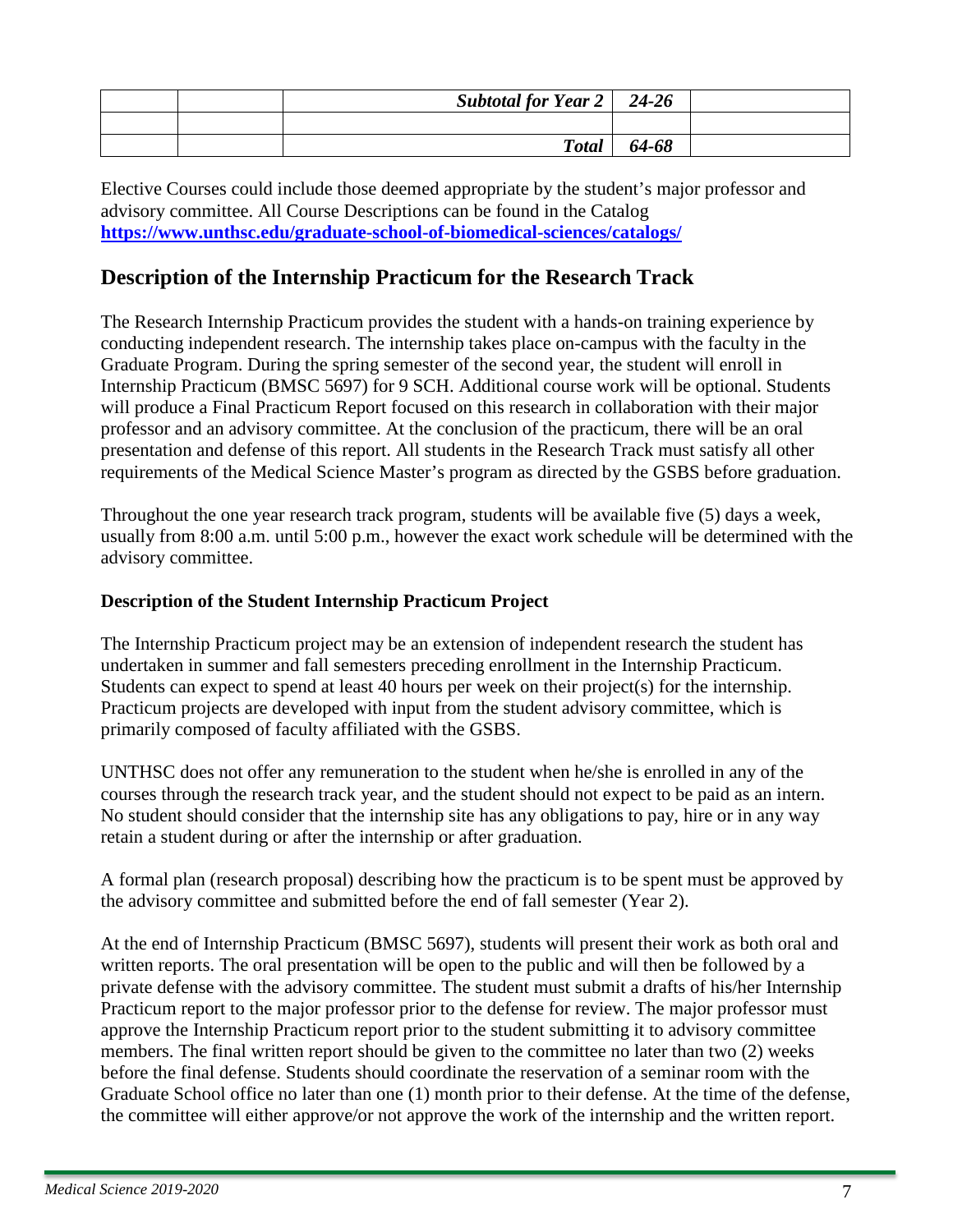| | | | | |
|---|---|---|---|---|
| | | ***Subtotal for Year 2*** | ***24-26*** | |
| | | | | |
| | | ***Total*** | ***64-68*** | |

Elective Courses could include those deemed appropriate by the student's major professor and advisory committee. All Course Descriptions can be found in the Catalog **https://www.unthsc.edu/graduate-school-of-biomedical-sciences/catalogs/**

## Description of the Internship Practicum for the Research Track

The Research Internship Practicum provides the student with a hands-on training experience by conducting independent research. The internship takes place on-campus with the faculty in the Graduate Program. During the spring semester of the second year, the student will enroll in Internship Practicum (BMSC 5697) for 9 SCH. Additional course work will be optional. Students will produce a Final Practicum Report focused on this research in collaboration with their major professor and an advisory committee. At the conclusion of the practicum, there will be an oral presentation and defense of this report. All students in the Research Track must satisfy all other requirements of the Medical Science Master's program as directed by the GSBS before graduation.

Throughout the one year research track program, students will be available five (5) days a week, usually from 8:00 a.m. until 5:00 p.m., however the exact work schedule will be determined with the advisory committee.

### Description of the Student Internship Practicum Project

The Internship Practicum project may be an extension of independent research the student has undertaken in summer and fall semesters preceding enrollment in the Internship Practicum. Students can expect to spend at least 40 hours per week on their project(s) for the internship. Practicum projects are developed with input from the student advisory committee, which is primarily composed of faculty affiliated with the GSBS.

UNTHSC does not offer any remuneration to the student when he/she is enrolled in any of the courses through the research track year, and the student should not expect to be paid as an intern. No student should consider that the internship site has any obligations to pay, hire or in any way retain a student during or after the internship or after graduation.

A formal plan (research proposal) describing how the practicum is to be spent must be approved by the advisory committee and submitted before the end of fall semester (Year 2).

At the end of Internship Practicum (BMSC 5697), students will present their work as both oral and written reports. The oral presentation will be open to the public and will then be followed by a private defense with the advisory committee. The student must submit a drafts of his/her Internship Practicum report to the major professor prior to the defense for review. The major professor must approve the Internship Practicum report prior to the student submitting it to advisory committee members. The final written report should be given to the committee no later than two (2) weeks before the final defense. Students should coordinate the reservation of a seminar room with the Graduate School office no later than one (1) month prior to their defense. At the time of the defense, the committee will either approve/or not approve the work of the internship and the written report.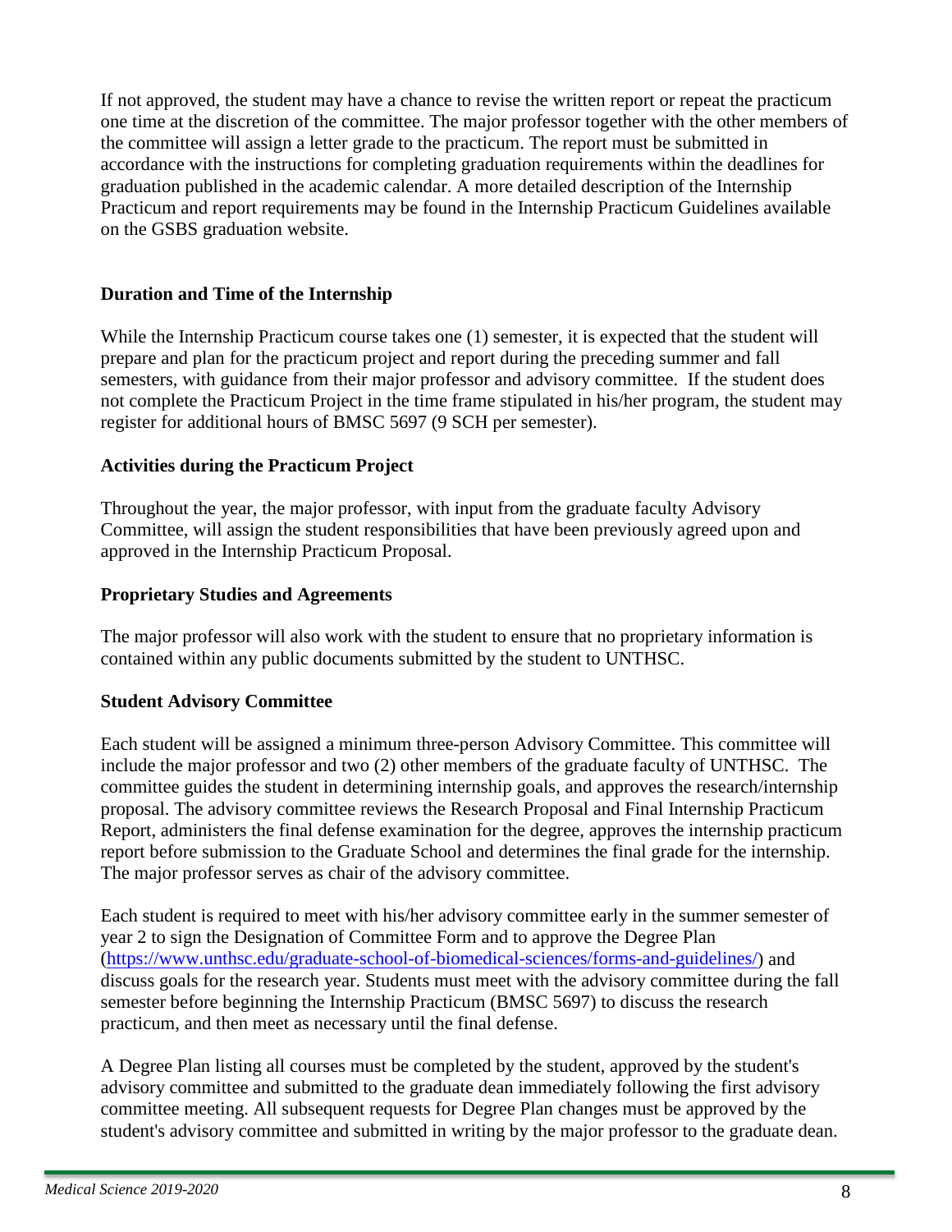If not approved, the student may have a chance to revise the written report or repeat the practicum one time at the discretion of the committee. The major professor together with the other members of the committee will assign a letter grade to the practicum. The report must be submitted in accordance with the instructions for completing graduation requirements within the deadlines for graduation published in the academic calendar. A more detailed description of the Internship Practicum and report requirements may be found in the Internship Practicum Guidelines available on the GSBS graduation website.

### Duration and Time of the Internship

While the Internship Practicum course takes one (1) semester, it is expected that the student will prepare and plan for the practicum project and report during the preceding summer and fall semesters, with guidance from their major professor and advisory committee. If the student does not complete the Practicum Project in the time frame stipulated in his/her program, the student may register for additional hours of BMSC 5697 (9 SCH per semester).

### Activities during the Practicum Project

Throughout the year, the major professor, with input from the graduate faculty Advisory Committee, will assign the student responsibilities that have been previously agreed upon and approved in the Internship Practicum Proposal.

### Proprietary Studies and Agreements

The major professor will also work with the student to ensure that no proprietary information is contained within any public documents submitted by the student to UNTHSC.

### Student Advisory Committee

Each student will be assigned a minimum three-person Advisory Committee. This committee will include the major professor and two (2) other members of the graduate faculty of UNTHSC. The committee guides the student in determining internship goals, and approves the research/internship proposal. The advisory committee reviews the Research Proposal and Final Internship Practicum Report, administers the final defense examination for the degree, approves the internship practicum report before submission to the Graduate School and determines the final grade for the internship. The major professor serves as chair of the advisory committee.

Each student is required to meet with his/her advisory committee early in the summer semester of year 2 to sign the Designation of Committee Form and to approve the Degree Plan (https://www.unthsc.edu/graduate-school-of-biomedical-sciences/forms-and-guidelines/) and discuss goals for the research year. Students must meet with the advisory committee during the fall semester before beginning the Internship Practicum (BMSC 5697) to discuss the research practicum, and then meet as necessary until the final defense.

A Degree Plan listing all courses must be completed by the student, approved by the student's advisory committee and submitted to the graduate dean immediately following the first advisory committee meeting. All subsequent requests for Degree Plan changes must be approved by the student's advisory committee and submitted in writing by the major professor to the graduate dean.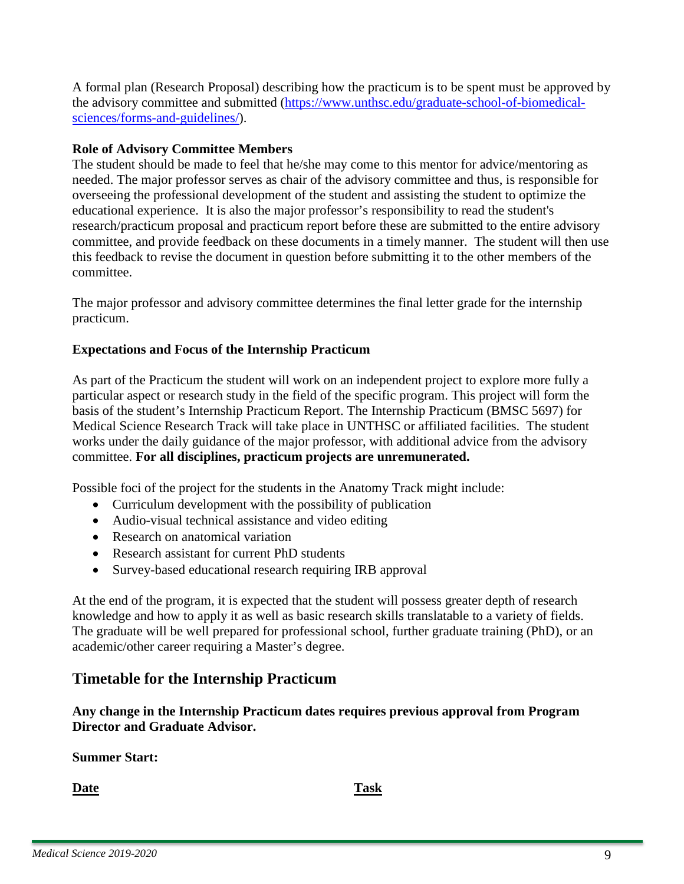A formal plan (Research Proposal) describing how the practicum is to be spent must be approved by the advisory committee and submitted ([https://www.unthsc.edu/graduate-school-of-biomedical-sciences/forms-and-guidelines/](https://www.unthsc.edu/graduate-school-of-biomedical-sciences/forms-and-guidelines/)).

**Role of Advisory Committee Members**

The student should be made to feel that he/she may come to this mentor for advice/mentoring as needed. The major professor serves as chair of the advisory committee and thus, is responsible for overseeing the professional development of the student and assisting the student to optimize the educational experience. It is also the major professor's responsibility to read the student's research/practicum proposal and practicum report before these are submitted to the entire advisory committee, and provide feedback on these documents in a timely manner. The student will then use this feedback to revise the document in question before submitting it to the other members of the committee.

The major professor and advisory committee determines the final letter grade for the internship practicum.

**Expectations and Focus of the Internship Practicum**

As part of the Practicum the student will work on an independent project to explore more fully a particular aspect or research study in the field of the specific program. This project will form the basis of the student's Internship Practicum Report. The Internship Practicum (BMSC 5697) for Medical Science Research Track will take place in UNTHSC or affiliated facilities. The student works under the daily guidance of the major professor, with additional advice from the advisory committee. **For all disciplines, practicum projects are unremunerated.**

Possible foci of the project for the students in the Anatomy Track might include:

- Curriculum development with the possibility of publication
- Audio-visual technical assistance and video editing
- Research on anatomical variation
- Research assistant for current PhD students
- Survey-based educational research requiring IRB approval

At the end of the program, it is expected that the student will possess greater depth of research knowledge and how to apply it as well as basic research skills translatable to a variety of fields. The graduate will be well prepared for professional school, further graduate training (PhD), or an academic/other career requiring a Master's degree.

## Timetable for the Internship Practicum

**Any change in the Internship Practicum dates requires previous approval from Program Director and Graduate Advisor.**

**Summer Start:**

| **Date** | **Task** |
| --- | --- |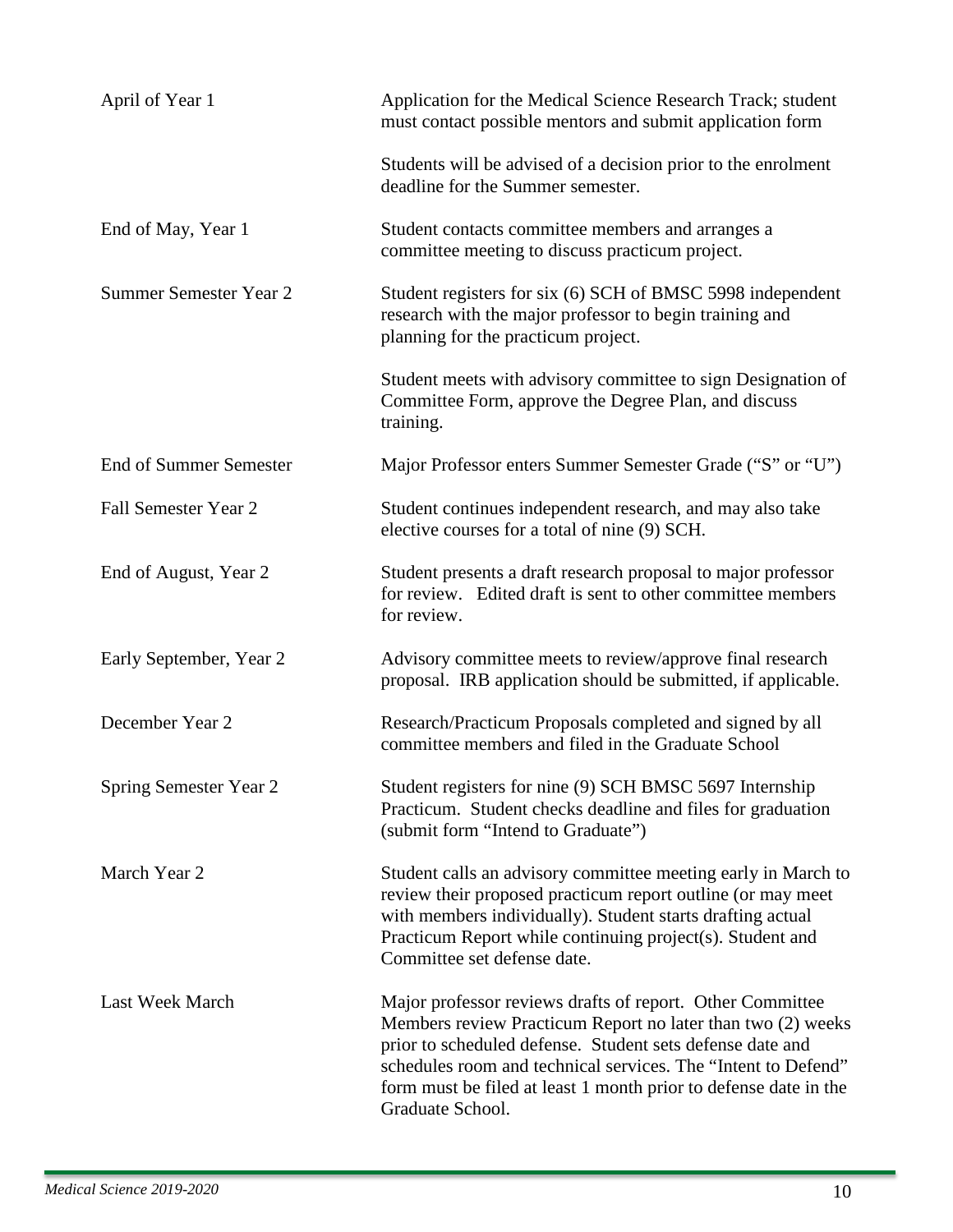| | |
|---|---|
| April of Year 1 | Application for the Medical Science Research Track; student must contact possible mentors and submit application form<br><br>Students will be advised of a decision prior to the enrolment deadline for the Summer semester. |
| End of May, Year 1 | Student contacts committee members and arranges a committee meeting to discuss practicum project. |
| Summer Semester Year 2 | Student registers for six (6) SCH of BMSC 5998 independent research with the major professor to begin training and planning for the practicum project.<br><br>Student meets with advisory committee to sign Designation of Committee Form, approve the Degree Plan, and discuss training. |
| End of Summer Semester | Major Professor enters Summer Semester Grade ("S" or "U") |
| Fall Semester Year 2 | Student continues independent research, and may also take elective courses for a total of nine (9) SCH. |
| End of August, Year 2 | Student presents a draft research proposal to major professor for review. Edited draft is sent to other committee members for review. |
| Early September, Year 2 | Advisory committee meets to review/approve final research proposal. IRB application should be submitted, if applicable. |
| December Year 2 | Research/Practicum Proposals completed and signed by all committee members and filed in the Graduate School |
| Spring Semester Year 2 | Student registers for nine (9) SCH BMSC 5697 Internship Practicum. Student checks deadline and files for graduation (submit form "Intend to Graduate") |
| March Year 2 | Student calls an advisory committee meeting early in March to review their proposed practicum report outline (or may meet with members individually). Student starts drafting actual Practicum Report while continuing project(s). Student and Committee set defense date. |
| Last Week March | Major professor reviews drafts of report. Other Committee Members review Practicum Report no later than two (2) weeks prior to scheduled defense. Student sets defense date and schedules room and technical services. The "Intent to Defend" form must be filed at least 1 month prior to defense date in the Graduate School. |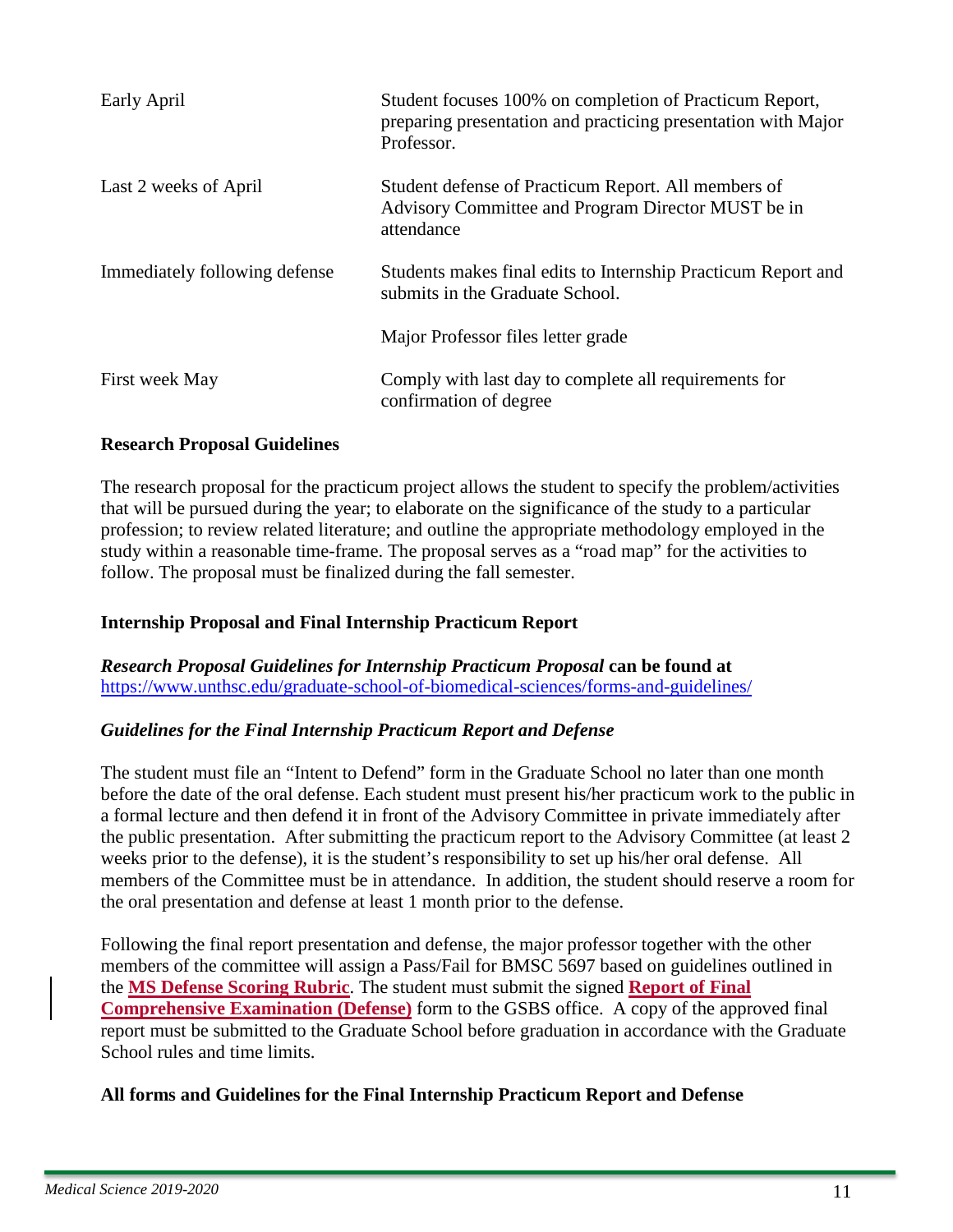| | |
|---|---|
| Early April | Student focuses 100% on completion of Practicum Report, preparing presentation and practicing presentation with Major Professor. |
| Last 2 weeks of April | Student defense of Practicum Report. All members of Advisory Committee and Program Director MUST be in attendance |
| Immediately following defense | Students makes final edits to Internship Practicum Report and submits in the Graduate School.<br><br>Major Professor files letter grade |
| First week May | Comply with last day to complete all requirements for confirmation of degree |

**Research Proposal Guidelines**

The research proposal for the practicum project allows the student to specify the problem/activities that will be pursued during the year; to elaborate on the significance of the study to a particular profession; to review related literature; and outline the appropriate methodology employed in the study within a reasonable time-frame. The proposal serves as a "road map" for the activities to follow. The proposal must be finalized during the fall semester.

**Internship Proposal and Final Internship Practicum Report**

***Research Proposal Guidelines for Internship Practicum Proposal*** **can be found at**
https://www.unthsc.edu/graduate-school-of-biomedical-sciences/forms-and-guidelines/

***Guidelines for the Final Internship Practicum Report and Defense***

The student must file an "Intent to Defend" form in the Graduate School no later than one month before the date of the oral defense. Each student must present his/her practicum work to the public in a formal lecture and then defend it in front of the Advisory Committee in private immediately after the public presentation. After submitting the practicum report to the Advisory Committee (at least 2 weeks prior to the defense), it is the student's responsibility to set up his/her oral defense. All members of the Committee must be in attendance. In addition, the student should reserve a room for the oral presentation and defense at least 1 month prior to the defense.

Following the final report presentation and defense, the major professor together with the other members of the committee will assign a Pass/Fail for BMSC 5697 based on guidelines outlined in the **MS Defense Scoring Rubric**. The student must submit the signed **Report of Final Comprehensive Examination (Defense)** form to the GSBS office. A copy of the approved final report must be submitted to the Graduate School before graduation in accordance with the Graduate School rules and time limits.

**All forms and Guidelines for the Final Internship Practicum Report and Defense**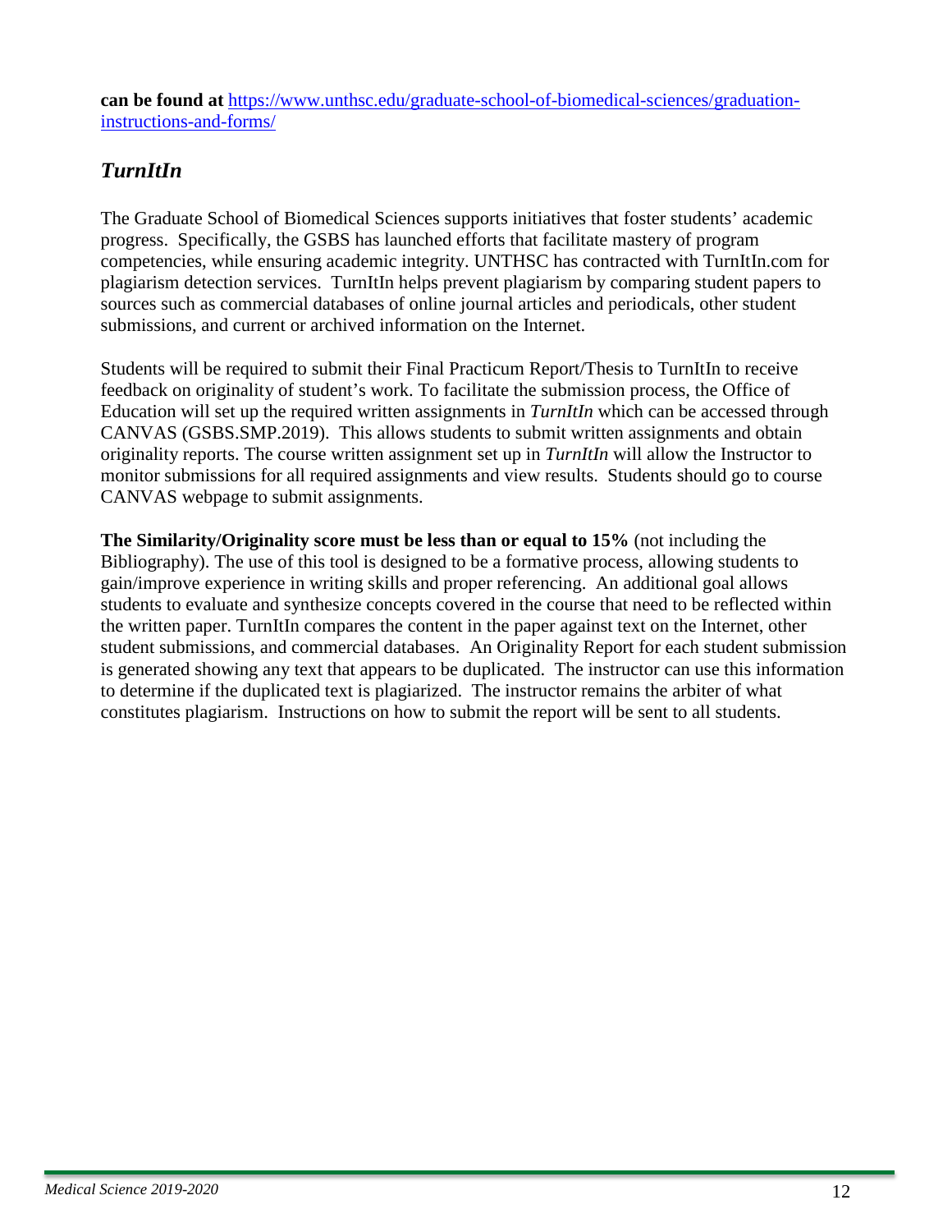**can be found at** [https://www.unthsc.edu/graduate-school-of-biomedical-sciences/graduation-instructions-and-forms/](https://www.unthsc.edu/graduate-school-of-biomedical-sciences/graduation-instructions-and-forms/)

## *TurnItIn*

The Graduate School of Biomedical Sciences supports initiatives that foster students' academic progress. Specifically, the GSBS has launched efforts that facilitate mastery of program competencies, while ensuring academic integrity. UNTHSC has contracted with TurnItIn.com for plagiarism detection services. TurnItIn helps prevent plagiarism by comparing student papers to sources such as commercial databases of online journal articles and periodicals, other student submissions, and current or archived information on the Internet.

Students will be required to submit their Final Practicum Report/Thesis to TurnItIn to receive feedback on originality of student's work. To facilitate the submission process, the Office of Education will set up the required written assignments in *TurnItIn* which can be accessed through CANVAS (GSBS.SMP.2019). This allows students to submit written assignments and obtain originality reports. The course written assignment set up in *TurnItIn* will allow the Instructor to monitor submissions for all required assignments and view results. Students should go to course CANVAS webpage to submit assignments.

**The Similarity/Originality score must be less than or equal to 15%** (not including the Bibliography). The use of this tool is designed to be a formative process, allowing students to gain/improve experience in writing skills and proper referencing. An additional goal allows students to evaluate and synthesize concepts covered in the course that need to be reflected within the written paper. TurnItIn compares the content in the paper against text on the Internet, other student submissions, and commercial databases. An Originality Report for each student submission is generated showing any text that appears to be duplicated. The instructor can use this information to determine if the duplicated text is plagiarized. The instructor remains the arbiter of what constitutes plagiarism. Instructions on how to submit the report will be sent to all students.